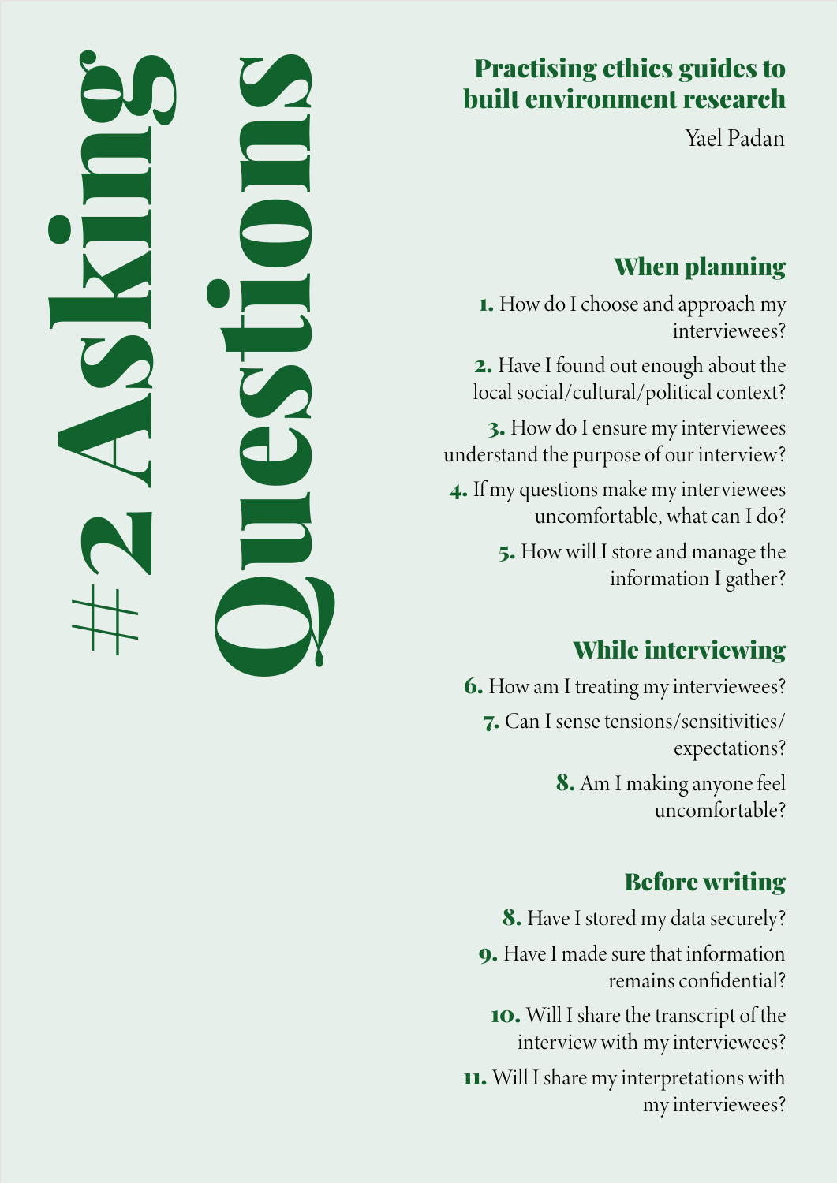# #2 Asking Questions

## Practising ethics guides to built environment research

Yael Padan

### When planning

**1.** How do I choose and approach my interviewees?

**2.** Have I found out enough about the local social/cultural/political context?

**3.** How do I ensure my interviewees understand the purpose of our interview?

**4.** If my questions make my interviewees uncomfortable, what can I do?

**5.** How will I store and manage the information I gather?

### While interviewing

**6.** How am I treating my interviewees?

**7.** Can I sense tensions/sensitivities/expectations?

**8.** Am I making anyone feel uncomfortable?

### Before writing

**8.** Have I stored my data securely?

**9.** Have I made sure that information remains confidential?

**10.** Will I share the transcript of the interview with my interviewees?

**11.** Will I share my interpretations with my interviewees?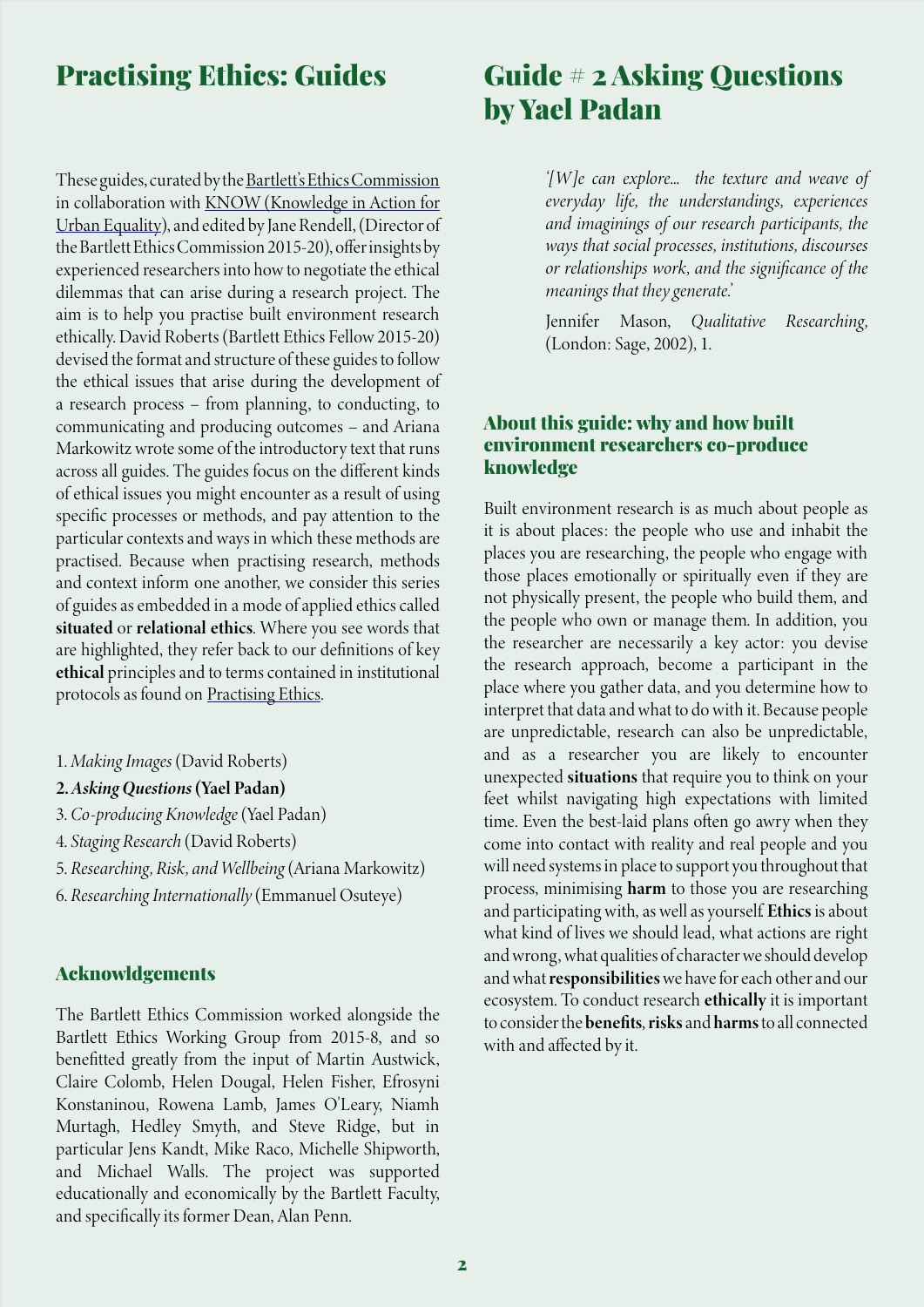# Practising Ethics: Guides

These guides, curated by the Bartlett's Ethics Commission in collaboration with KNOW (Knowledge in Action for Urban Equality), and edited by Jane Rendell, (Director of the Bartlett Ethics Commission 2015-20), offer insights by experienced researchers into how to negotiate the ethical dilemmas that can arise during a research project. The aim is to help you practise built environment research ethically. David Roberts (Bartlett Ethics Fellow 2015-20) devised the format and structure of these guides to follow the ethical issues that arise during the development of a research process – from planning, to conducting, to communicating and producing outcomes – and Ariana Markowitz wrote some of the introductory text that runs across all guides. The guides focus on the different kinds of ethical issues you might encounter as a result of using specific processes or methods, and pay attention to the particular contexts and ways in which these methods are practised. Because when practising research, methods and context inform one another, we consider this series of guides as embedded in a mode of applied ethics called **situated** or **relational ethics**. Where you see words that are highlighted, they refer back to our definitions of key **ethical** principles and to terms contained in institutional protocols as found on Practising Ethics.

1. *Making Images* (David Roberts)
2. ***Asking Questions* (Yael Padan)**
3. *Co-producing Knowledge* (Yael Padan)
4. *Staging Research* (David Roberts)
5. *Researching, Risk, and Wellbeing* (Ariana Markowitz)
6. *Researching Internationally* (Emmanuel Osuteye)

## Acknowldgements

The Bartlett Ethics Commission worked alongside the Bartlett Ethics Working Group from 2015-8, and so benefitted greatly from the input of Martin Austwick, Claire Colomb, Helen Dougal, Helen Fisher, Efrosyni Konstaninou, Rowena Lamb, James O'Leary, Niamh Murtagh, Hedley Smyth, and Steve Ridge, but in particular Jens Kandt, Mike Raco, Michelle Shipworth, and Michael Walls. The project was supported educationally and economically by the Bartlett Faculty, and specifically its former Dean, Alan Penn.

# Guide # 2 Asking Questions by Yael Padan

*'[W]e can explore… the texture and weave of everyday life, the understandings, experiences and imaginings of our research participants, the ways that social processes, institutions, discourses or relationships work, and the significance of the meanings that they generate.'*

Jennifer Mason, *Qualitative Researching*, (London: Sage, 2002), 1.

## About this guide: why and how built environment researchers co-produce knowledge

Built environment research is as much about people as it is about places: the people who use and inhabit the places you are researching, the people who engage with those places emotionally or spiritually even if they are not physically present, the people who build them, and the people who own or manage them. In addition, you the researcher are necessarily a key actor: you devise the research approach, become a participant in the place where you gather data, and you determine how to interpret that data and what to do with it. Because people are unpredictable, research can also be unpredictable, and as a researcher you are likely to encounter unexpected **situations** that require you to think on your feet whilst navigating high expectations with limited time. Even the best-laid plans often go awry when they come into contact with reality and real people and you will need systems in place to support you throughout that process, minimising **harm** to those you are researching and participating with, as well as yourself. **Ethics** is about what kind of lives we should lead, what actions are right and wrong, what qualities of character we should develop and what **responsibilities** we have for each other and our ecosystem. To conduct research **ethically** it is important to consider the **benefits**, **risks** and **harms** to all connected with and affected by it.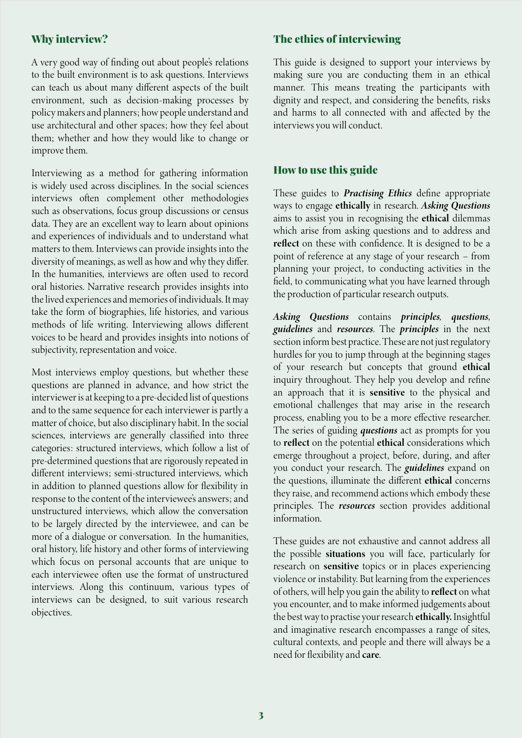## Why interview?

A very good way of finding out about people's relations to the built environment is to ask questions. Interviews can teach us about many different aspects of the built environment, such as decision-making processes by policy makers and planners; how people understand and use architectural and other spaces; how they feel about them; whether and how they would like to change or improve them.

Interviewing as a method for gathering information is widely used across disciplines. In the social sciences interviews often complement other methodologies such as observations, focus group discussions or census data. They are an excellent way to learn about opinions and experiences of individuals and to understand what matters to them. Interviews can provide insights into the diversity of meanings, as well as how and why they differ. In the humanities, interviews are often used to record oral histories. Narrative research provides insights into the lived experiences and memories of individuals. It may take the form of biographies, life histories, and various methods of life writing. Interviewing allows different voices to be heard and provides insights into notions of subjectivity, representation and voice.

Most interviews employ questions, but whether these questions are planned in advance, and how strict the interviewer is at keeping to a pre-decided list of questions and to the same sequence for each interviewer is partly a matter of choice, but also disciplinary habit. In the social sciences, interviews are generally classified into three categories: structured interviews, which follow a list of pre-determined questions that are rigorously repeated in different interviews; semi-structured interviews, which in addition to planned questions allow for flexibility in response to the content of the interviewee's answers; and unstructured interviews, which allow the conversation to be largely directed by the interviewee, and can be more of a dialogue or conversation. In the humanities, oral history, life history and other forms of interviewing which focus on personal accounts that are unique to each interviewee often use the format of unstructured interviews. Along this continuum, various types of interviews can be designed, to suit various research objectives.

## The ethics of interviewing

This guide is designed to support your interviews by making sure you are conducting them in an ethical manner. This means treating the participants with dignity and respect, and considering the benefits, risks and harms to all connected with and affected by the interviews you will conduct.

## How to use this guide

These guides to ***Practising Ethics*** define appropriate ways to engage **ethically** in research. ***Asking Questions*** aims to assist you in recognising the **ethical** dilemmas which arise from asking questions and to address and **reflect** on these with confidence. It is designed to be a point of reference at any stage of your research – from planning your project, to conducting activities in the field, to communicating what you have learned through the production of particular research outputs.

***Asking Questions*** contains ***principles***, ***questions***, ***guidelines*** and ***resources***. The ***principles*** in the next section inform best practice. These are not just regulatory hurdles for you to jump through at the beginning stages of your research but concepts that ground **ethical** inquiry throughout. They help you develop and refine an approach that it is **sensitive** to the physical and emotional challenges that may arise in the research process, enabling you to be a more effective researcher. The series of guiding ***questions*** act as prompts for you to **reflect** on the potential **ethical** considerations which emerge throughout a project, before, during, and after you conduct your research. The ***guidelines*** expand on the questions, illuminate the different **ethical** concerns they raise, and recommend actions which embody these principles. The ***resources*** section provides additional information.

These guides are not exhaustive and cannot address all the possible **situations** you will face, particularly for research on **sensitive** topics or in places experiencing violence or instability. But learning from the experiences of others, will help you gain the ability to **reflect** on what you encounter, and to make informed judgements about the best way to practise your research **ethically.** Insightful and imaginative research encompasses a range of sites, cultural contexts, and people and there will always be a need for flexibility and **care**.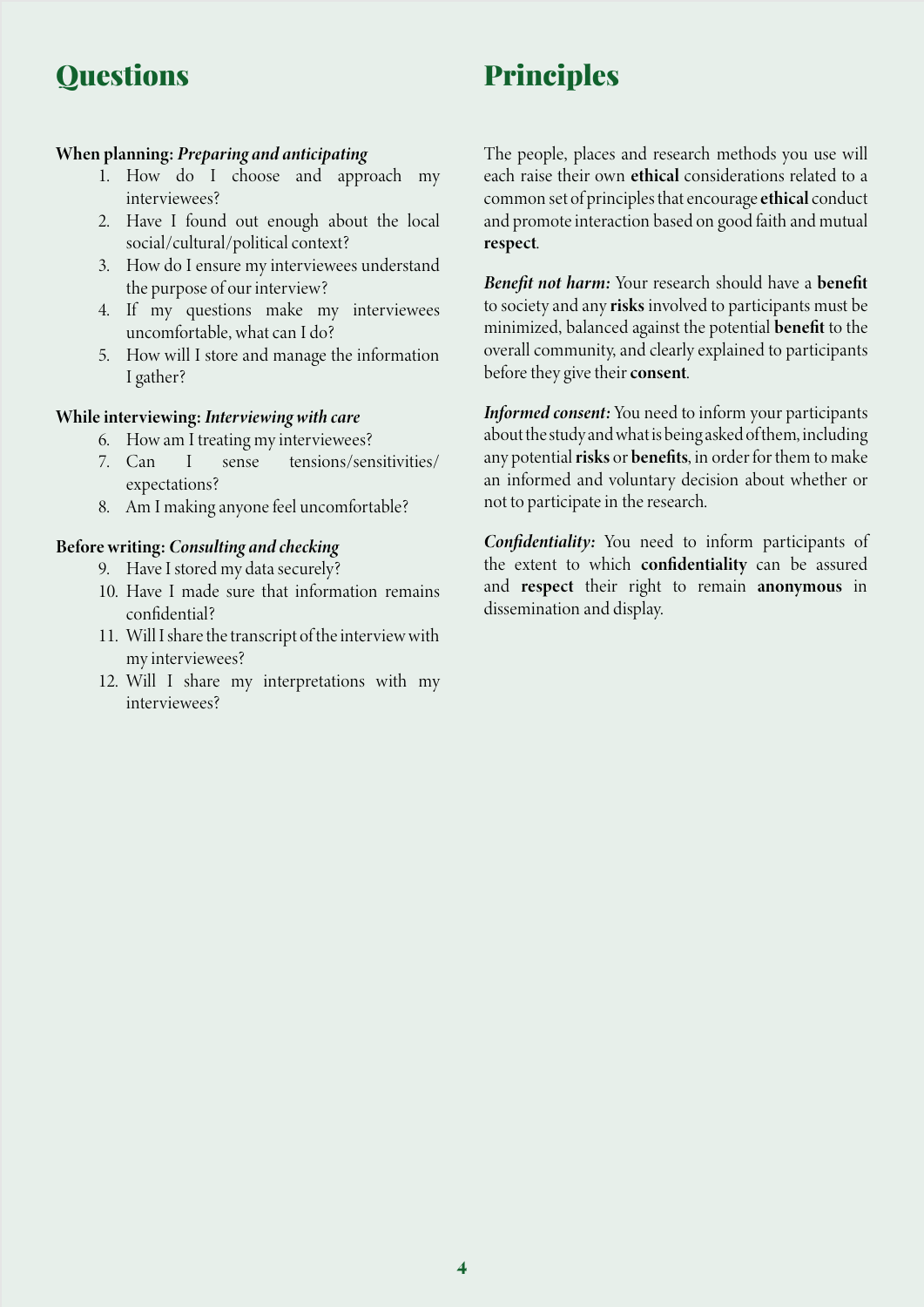## Questions

**When planning:** ***Preparing and anticipating***

1. How do I choose and approach my interviewees?
2. Have I found out enough about the local social/cultural/political context?
3. How do I ensure my interviewees understand the purpose of our interview?
4. If my questions make my interviewees uncomfortable, what can I do?
5. How will I store and manage the information I gather?

**While interviewing:** ***Interviewing with care***

6. How am I treating my interviewees?
7. Can I sense tensions/sensitivities/expectations?
8. Am I making anyone feel uncomfortable?

**Before writing:** ***Consulting and checking***

9. Have I stored my data securely?
10. Have I made sure that information remains confidential?
11. Will I share the transcript of the interview with my interviewees?
12. Will I share my interpretations with my interviewees?

## Principles

The people, places and research methods you use will each raise their own **ethical** considerations related to a common set of principles that encourage **ethical** conduct and promote interaction based on good faith and mutual **respect**.

***Benefit not harm:*** Your research should have a **benefit** to society and any **risks** involved to participants must be minimized, balanced against the potential **benefit** to the overall community, and clearly explained to participants before they give their **consent**.

***Informed consent:*** You need to inform your participants about the study and what is being asked of them, including any potential **risks** or **benefits**, in order for them to make an informed and voluntary decision about whether or not to participate in the research.

***Confidentiality:*** You need to inform participants of the extent to which **confidentiality** can be assured and **respect** their right to remain **anonymous** in dissemination and display.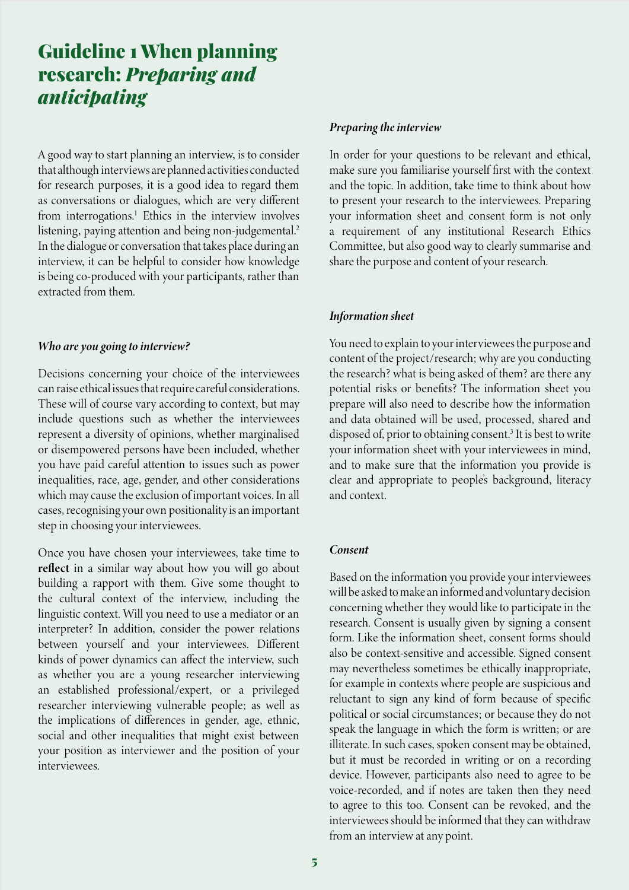# Guideline 1 When planning research: *Preparing and anticipating*

A good way to start planning an interview, is to consider that although interviews are planned activities conducted for research purposes, it is a good idea to regard them as conversations or dialogues, which are very different from interrogations.[1] Ethics in the interview involves listening, paying attention and being non-judgemental.[2] In the dialogue or conversation that takes place during an interview, it can be helpful to consider how knowledge is being co-produced with your participants, rather than extracted from them.

### *Who are you going to interview?*

Decisions concerning your choice of the interviewees can raise ethical issues that require careful considerations. These will of course vary according to context, but may include questions such as whether the interviewees represent a diversity of opinions, whether marginalised or disempowered persons have been included, whether you have paid careful attention to issues such as power inequalities, race, age, gender, and other considerations which may cause the exclusion of important voices. In all cases, recognising your own positionality is an important step in choosing your interviewees.

Once you have chosen your interviewees, take time to **reflect** in a similar way about how you will go about building a rapport with them. Give some thought to the cultural context of the interview, including the linguistic context. Will you need to use a mediator or an interpreter? In addition, consider the power relations between yourself and your interviewees. Different kinds of power dynamics can affect the interview, such as whether you are a young researcher interviewing an established professional/expert, or a privileged researcher interviewing vulnerable people; as well as the implications of differences in gender, age, ethnic, social and other inequalities that might exist between your position as interviewer and the position of your interviewees.

### *Preparing the interview*

In order for your questions to be relevant and ethical, make sure you familiarise yourself first with the context and the topic. In addition, take time to think about how to present your research to the interviewees. Preparing your information sheet and consent form is not only a requirement of any institutional Research Ethics Committee, but also good way to clearly summarise and share the purpose and content of your research.

### *Information sheet*

You need to explain to your interviewees the purpose and content of the project/research; why are you conducting the research? what is being asked of them? are there any potential risks or benefits? The information sheet you prepare will also need to describe how the information and data obtained will be used, processed, shared and disposed of, prior to obtaining consent.[3] It is best to write your information sheet with your interviewees in mind, and to make sure that the information you provide is clear and appropriate to people's background, literacy and context.

### *Consent*

Based on the information you provide your interviewees will be asked to make an informed and voluntary decision concerning whether they would like to participate in the research. Consent is usually given by signing a consent form. Like the information sheet, consent forms should also be context-sensitive and accessible. Signed consent may nevertheless sometimes be ethically inappropriate, for example in contexts where people are suspicious and reluctant to sign any kind of form because of specific political or social circumstances; or because they do not speak the language in which the form is written; or are illiterate. In such cases, spoken consent may be obtained, but it must be recorded in writing or on a recording device. However, participants also need to agree to be voice-recorded, and if notes are taken then they need to agree to this too. Consent can be revoked, and the interviewees should be informed that they can withdraw from an interview at any point.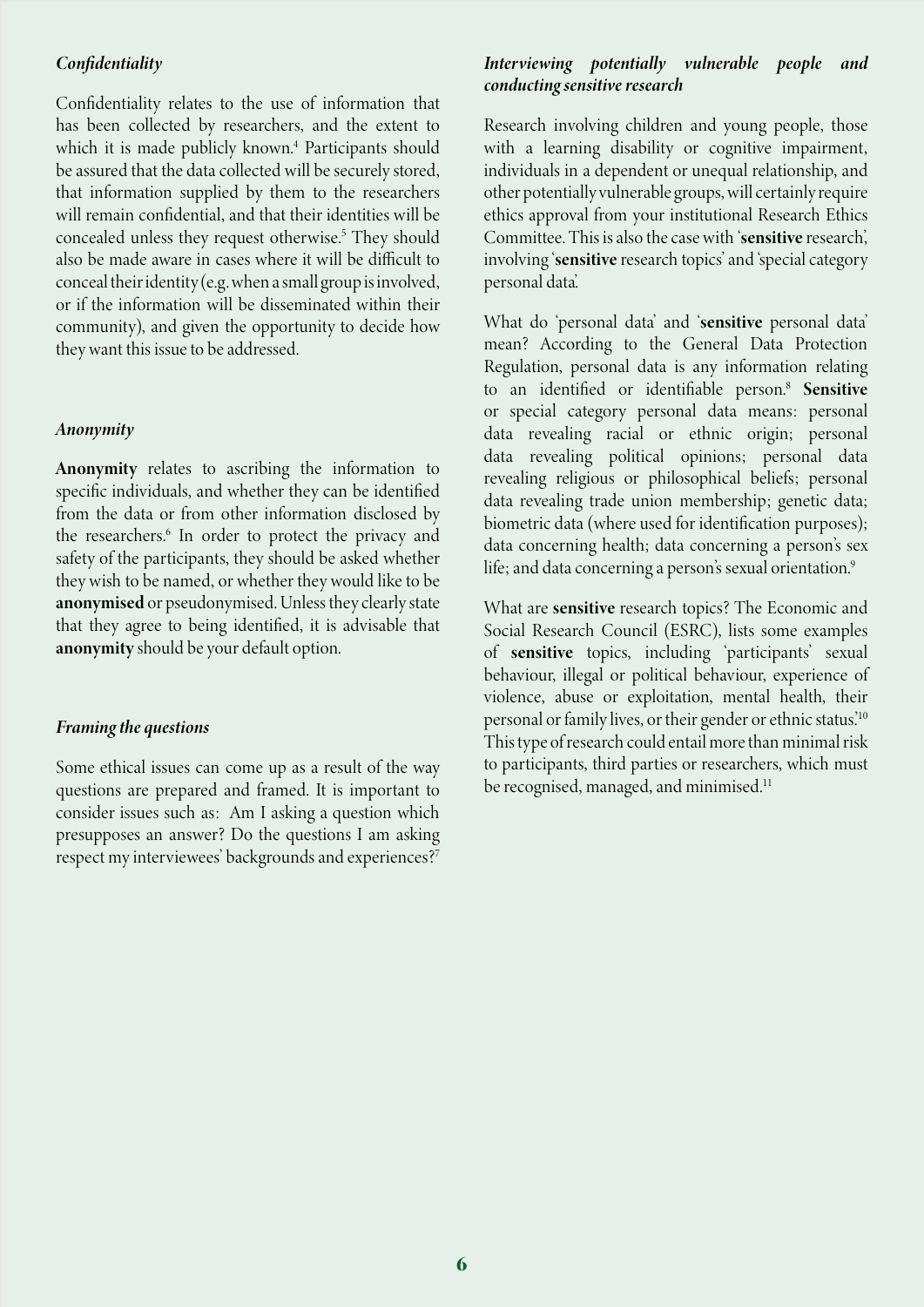### *Confidentiality*

Confidentiality relates to the use of information that has been collected by researchers, and the extent to which it is made publicly known.[4] Participants should be assured that the data collected will be securely stored, that information supplied by them to the researchers will remain confidential, and that their identities will be concealed unless they request otherwise.[5] They should also be made aware in cases where it will be difficult to conceal their identity (e.g. when a small group is involved, or if the information will be disseminated within their community), and given the opportunity to decide how they want this issue to be addressed.

### *Anonymity*

**Anonymity** relates to ascribing the information to specific individuals, and whether they can be identified from the data or from other information disclosed by the researchers.[6] In order to protect the privacy and safety of the participants, they should be asked whether they wish to be named, or whether they would like to be **anonymised** or pseudonymised. Unless they clearly state that they agree to being identified, it is advisable that **anonymity** should be your default option.

### *Framing the questions*

Some ethical issues can come up as a result of the way questions are prepared and framed. It is important to consider issues such as: Am I asking a question which presupposes an answer? Do the questions I am asking respect my interviewees' backgrounds and experiences?[7]

### *Interviewing potentially vulnerable people and conducting sensitive research*

Research involving children and young people, those with a learning disability or cognitive impairment, individuals in a dependent or unequal relationship, and other potentially vulnerable groups, will certainly require ethics approval from your institutional Research Ethics Committee. This is also the case with '**sensitive** research', involving '**sensitive** research topics' and 'special category personal data'.

What do 'personal data' and '**sensitive** personal data' mean? According to the General Data Protection Regulation, personal data is any information relating to an identified or identifiable person.[8] **Sensitive** or special category personal data means: personal data revealing racial or ethnic origin; personal data revealing political opinions; personal data revealing religious or philosophical beliefs; personal data revealing trade union membership; genetic data; biometric data (where used for identification purposes); data concerning health; data concerning a person's sex life; and data concerning a person's sexual orientation.[9]

What are **sensitive** research topics? The Economic and Social Research Council (ESRC), lists some examples of **sensitive** topics, including 'participants' sexual behaviour, illegal or political behaviour, experience of violence, abuse or exploitation, mental health, their personal or family lives, or their gender or ethnic status.'[10] This type of research could entail more than minimal risk to participants, third parties or researchers, which must be recognised, managed, and minimised.[11]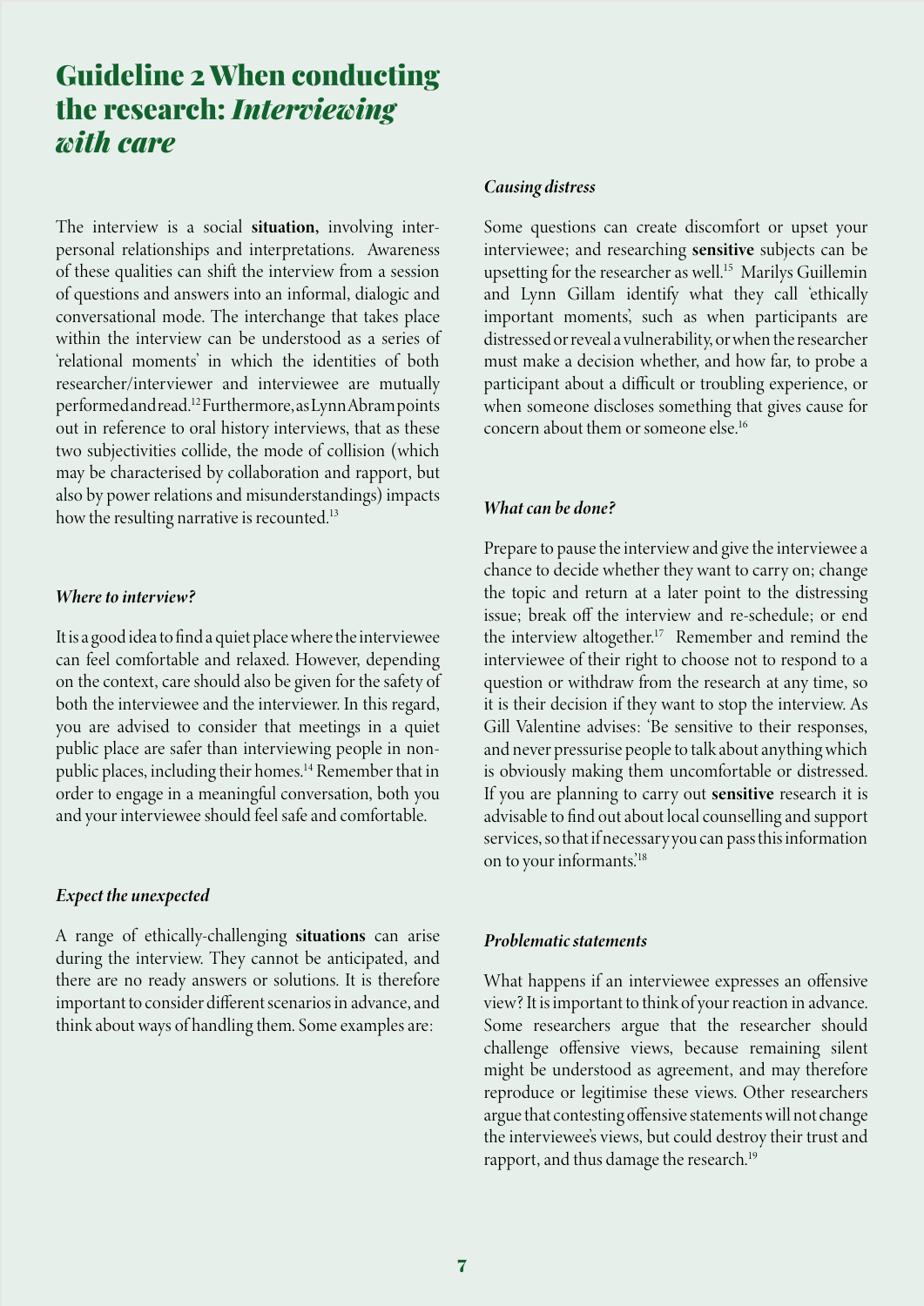# Guideline 2 When conducting the research: *Interviewing with care*

The interview is a social **situation,** involving interpersonal relationships and interpretations. Awareness of these qualities can shift the interview from a session of questions and answers into an informal, dialogic and conversational mode. The interchange that takes place within the interview can be understood as a series of 'relational moments' in which the identities of both researcher/interviewer and interviewee are mutually performed and read.[12] Furthermore, as Lynn Abram points out in reference to oral history interviews, that as these two subjectivities collide, the mode of collision (which may be characterised by collaboration and rapport, but also by power relations and misunderstandings) impacts how the resulting narrative is recounted.[13]

### *Where to interview?*

It is a good idea to find a quiet place where the interviewee can feel comfortable and relaxed. However, depending on the context, care should also be given for the safety of both the interviewee and the interviewer. In this regard, you are advised to consider that meetings in a quiet public place are safer than interviewing people in non-public places, including their homes.[14] Remember that in order to engage in a meaningful conversation, both you and your interviewee should feel safe and comfortable.

### *Expect the unexpected*

A range of ethically-challenging **situations** can arise during the interview. They cannot be anticipated, and there are no ready answers or solutions. It is therefore important to consider different scenarios in advance, and think about ways of handling them. Some examples are:

### *Causing distress*

Some questions can create discomfort or upset your interviewee; and researching **sensitive** subjects can be upsetting for the researcher as well.[15] Marilys Guillemin and Lynn Gillam identify what they call 'ethically important moments', such as when participants are distressed or reveal a vulnerability, or when the researcher must make a decision whether, and how far, to probe a participant about a difficult or troubling experience, or when someone discloses something that gives cause for concern about them or someone else.[16]

### *What can be done?*

Prepare to pause the interview and give the interviewee a chance to decide whether they want to carry on; change the topic and return at a later point to the distressing issue; break off the interview and re-schedule; or end the interview altogether.[17] Remember and remind the interviewee of their right to choose not to respond to a question or withdraw from the research at any time, so it is their decision if they want to stop the interview. As Gill Valentine advises: 'Be sensitive to their responses, and never pressurise people to talk about anything which is obviously making them uncomfortable or distressed. If you are planning to carry out **sensitive** research it is advisable to find out about local counselling and support services, so that if necessary you can pass this information on to your informants.'[18]

### *Problematic statements*

What happens if an interviewee expresses an offensive view? It is important to think of your reaction in advance. Some researchers argue that the researcher should challenge offensive views, because remaining silent might be understood as agreement, and may therefore reproduce or legitimise these views. Other researchers argue that contesting offensive statements will not change the interviewee's views, but could destroy their trust and rapport, and thus damage the research.[19]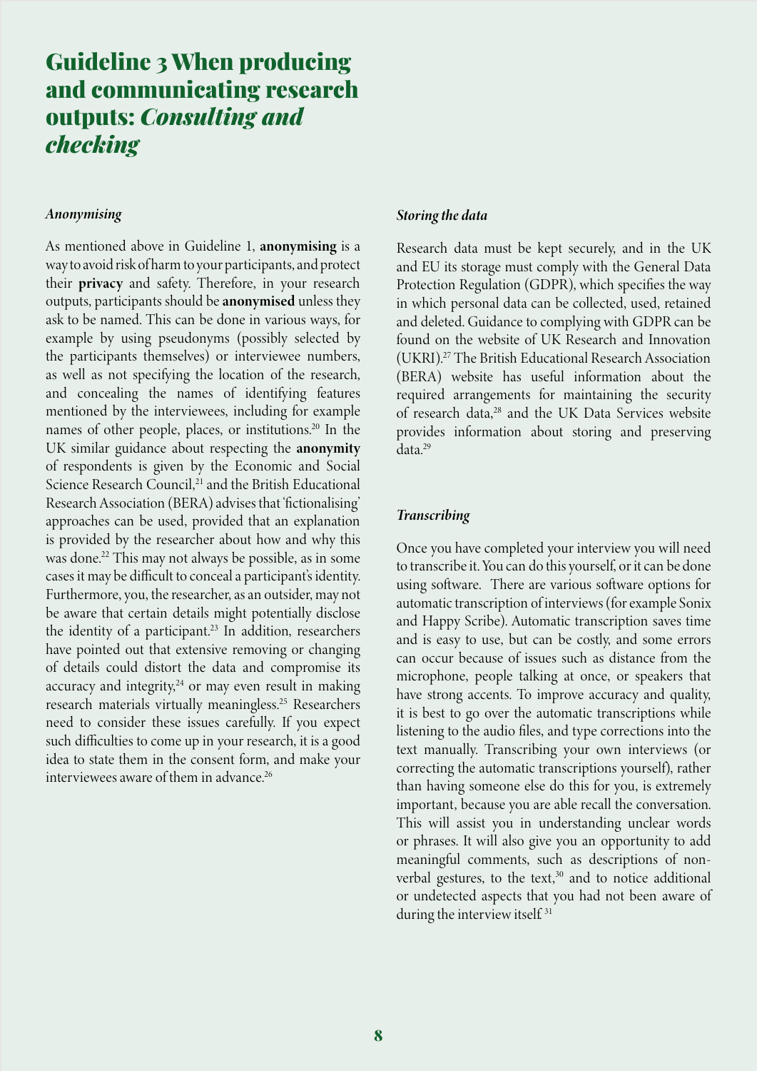# Guideline 3 When producing and communicating research outputs: *Consulting and checking*

### *Anonymising*

As mentioned above in Guideline 1, **anonymising** is a way to avoid risk of harm to your participants, and protect their **privacy** and safety. Therefore, in your research outputs, participants should be **anonymised** unless they ask to be named. This can be done in various ways, for example by using pseudonyms (possibly selected by the participants themselves) or interviewee numbers, as well as not specifying the location of the research, and concealing the names of identifying features mentioned by the interviewees, including for example names of other people, places, or institutions.[20] In the UK similar guidance about respecting the **anonymity** of respondents is given by the Economic and Social Science Research Council,[21] and the British Educational Research Association (BERA) advises that 'fictionalising' approaches can be used, provided that an explanation is provided by the researcher about how and why this was done.[22] This may not always be possible, as in some cases it may be difficult to conceal a participant's identity. Furthermore, you, the researcher, as an outsider, may not be aware that certain details might potentially disclose the identity of a participant.[23] In addition, researchers have pointed out that extensive removing or changing of details could distort the data and compromise its accuracy and integrity,[24] or may even result in making research materials virtually meaningless.[25] Researchers need to consider these issues carefully. If you expect such difficulties to come up in your research, it is a good idea to state them in the consent form, and make your interviewees aware of them in advance.[26]

### *Storing the data*

Research data must be kept securely, and in the UK and EU its storage must comply with the General Data Protection Regulation (GDPR), which specifies the way in which personal data can be collected, used, retained and deleted. Guidance to complying with GDPR can be found on the website of UK Research and Innovation (UKRI).[27] The British Educational Research Association (BERA) website has useful information about the required arrangements for maintaining the security of research data,[28] and the UK Data Services website provides information about storing and preserving data.[29]

### *Transcribing*

Once you have completed your interview you will need to transcribe it. You can do this yourself, or it can be done using software. There are various software options for automatic transcription of interviews (for example Sonix and Happy Scribe). Automatic transcription saves time and is easy to use, but can be costly, and some errors can occur because of issues such as distance from the microphone, people talking at once, or speakers that have strong accents. To improve accuracy and quality, it is best to go over the automatic transcriptions while listening to the audio files, and type corrections into the text manually. Transcribing your own interviews (or correcting the automatic transcriptions yourself), rather than having someone else do this for you, is extremely important, because you are able recall the conversation. This will assist you in understanding unclear words or phrases. It will also give you an opportunity to add meaningful comments, such as descriptions of non-verbal gestures, to the text,[30] and to notice additional or undetected aspects that you had not been aware of during the interview itself.[31]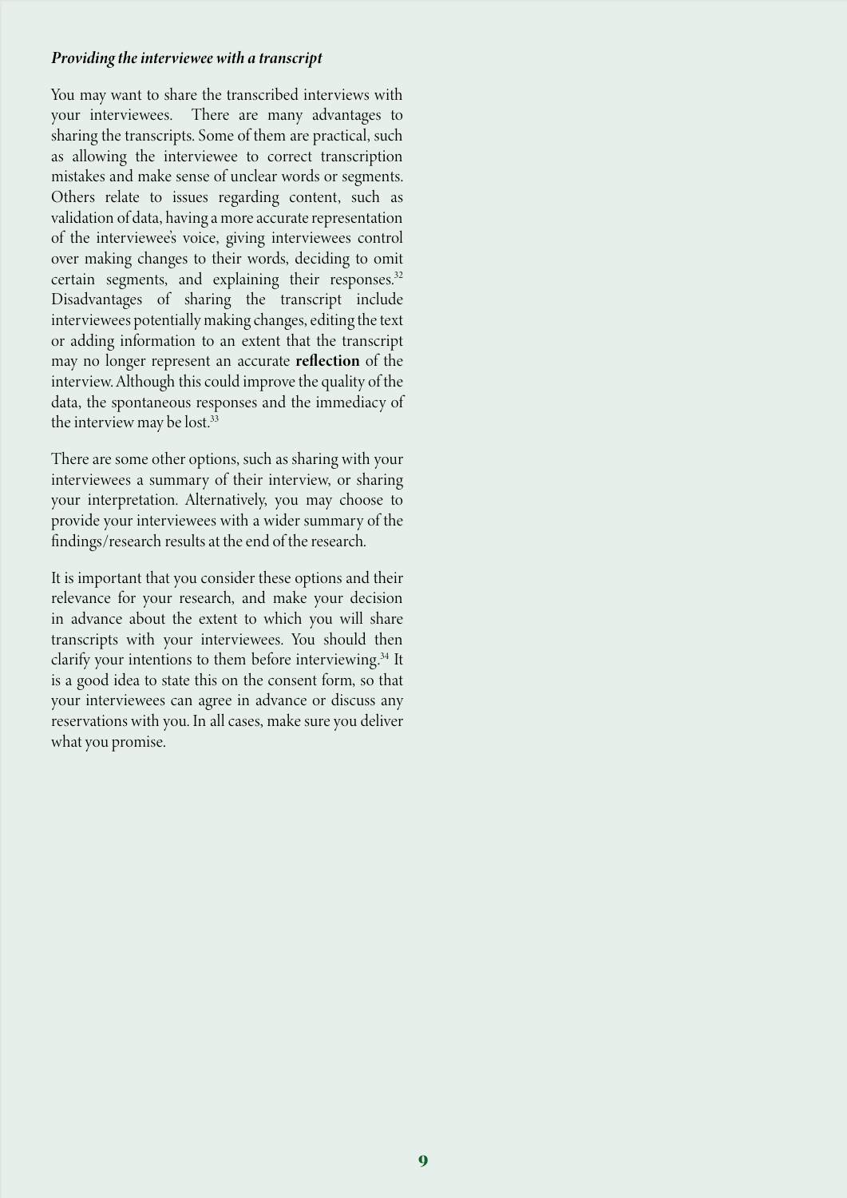### *Providing the interviewee with a transcript*

You may want to share the transcribed interviews with your interviewees. There are many advantages to sharing the transcripts. Some of them are practical, such as allowing the interviewee to correct transcription mistakes and make sense of unclear words or segments. Others relate to issues regarding content, such as validation of data, having a more accurate representation of the interviewee's voice, giving interviewees control over making changes to their words, deciding to omit certain segments, and explaining their responses.[32] Disadvantages of sharing the transcript include interviewees potentially making changes, editing the text or adding information to an extent that the transcript may no longer represent an accurate **reflection** of the interview. Although this could improve the quality of the data, the spontaneous responses and the immediacy of the interview may be lost.[33]

There are some other options, such as sharing with your interviewees a summary of their interview, or sharing your interpretation. Alternatively, you may choose to provide your interviewees with a wider summary of the findings/research results at the end of the research.

It is important that you consider these options and their relevance for your research, and make your decision in advance about the extent to which you will share transcripts with your interviewees. You should then clarify your intentions to them before interviewing.[34] It is a good idea to state this on the consent form, so that your interviewees can agree in advance or discuss any reservations with you. In all cases, make sure you deliver what you promise.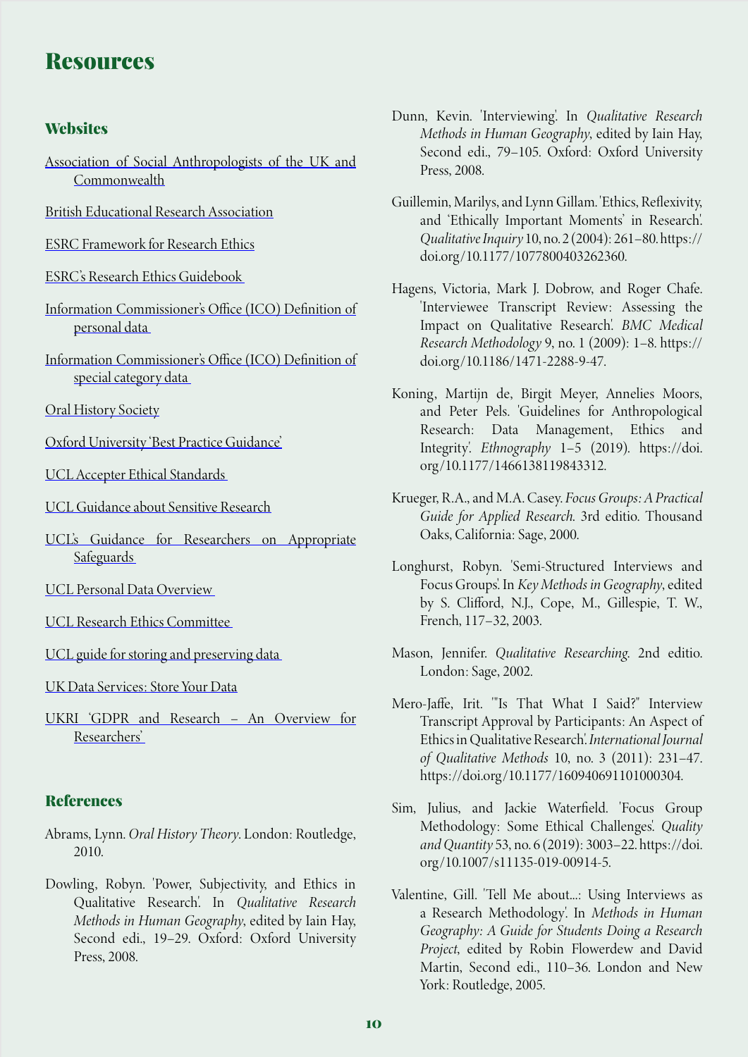# Resources

## Websites

Association of Social Anthropologists of the UK and Commonwealth

British Educational Research Association

ESRC Framework for Research Ethics

ESRC's Research Ethics Guidebook

Information Commissioner's Office (ICO) Definition of personal data

Information Commissioner's Office (ICO) Definition of special category data

Oral History Society

Oxford University 'Best Practice Guidance'

UCL Accepter Ethical Standards

UCL Guidance about Sensitive Research

UCL's Guidance for Researchers on Appropriate Safeguards

UCL Personal Data Overview

UCL Research Ethics Committee

UCL guide for storing and preserving data

UK Data Services: Store Your Data

UKRI 'GDPR and Research – An Overview for Researchers'

## References

Abrams, Lynn. *Oral History Theory*. London: Routledge, 2010.

Dowling, Robyn. 'Power, Subjectivity, and Ethics in Qualitative Research'. In *Qualitative Research Methods in Human Geography*, edited by Iain Hay, Second edi., 19–29. Oxford: Oxford University Press, 2008.

Dunn, Kevin. 'Interviewing'. In *Qualitative Research Methods in Human Geography*, edited by Iain Hay, Second edi., 79–105. Oxford: Oxford University Press, 2008.

Guillemin, Marilys, and Lynn Gillam. 'Ethics, Reflexivity, and 'Ethically Important Moments' in Research'. *Qualitative Inquiry* 10, no. 2 (2004): 261–80. https://doi.org/10.1177/1077800403262360.

Hagens, Victoria, Mark J. Dobrow, and Roger Chafe. 'Interviewee Transcript Review: Assessing the Impact on Qualitative Research'. *BMC Medical Research Methodology* 9, no. 1 (2009): 1–8. https://doi.org/10.1186/1471-2288-9-47.

Koning, Martijn de, Birgit Meyer, Annelies Moors, and Peter Pels. 'Guidelines for Anthropological Research: Data Management, Ethics and Integrity'. *Ethnography* 1–5 (2019). https://doi.org/10.1177/1466138119843312.

Krueger, R.A., and M.A. Casey. *Focus Groups: A Practical Guide for Applied Research*. 3rd editio. Thousand Oaks, California: Sage, 2000.

Longhurst, Robyn. 'Semi-Structured Interviews and Focus Groups'. In *Key Methods in Geography*, edited by S. Clifford, N.J., Cope, M., Gillespie, T. W., French, 117–32, 2003.

Mason, Jennifer. *Qualitative Researching*. 2nd editio. London: Sage, 2002.

Mero-Jaffe, Irit. '"Is That What I Said?" Interview Transcript Approval by Participants: An Aspect of Ethics in Qualitative Research'. *International Journal of Qualitative Methods* 10, no. 3 (2011): 231–47. https://doi.org/10.1177/160940691101000304.

Sim, Julius, and Jackie Waterfield. 'Focus Group Methodology: Some Ethical Challenges'. *Quality and Quantity* 53, no. 6 (2019): 3003–22. https://doi.org/10.1007/s11135-019-00914-5.

Valentine, Gill. 'Tell Me about...: Using Interviews as a Research Methodology'. In *Methods in Human Geography: A Guide for Students Doing a Research Project*, edited by Robin Flowerdew and David Martin, Second edi., 110–36. London and New York: Routledge, 2005.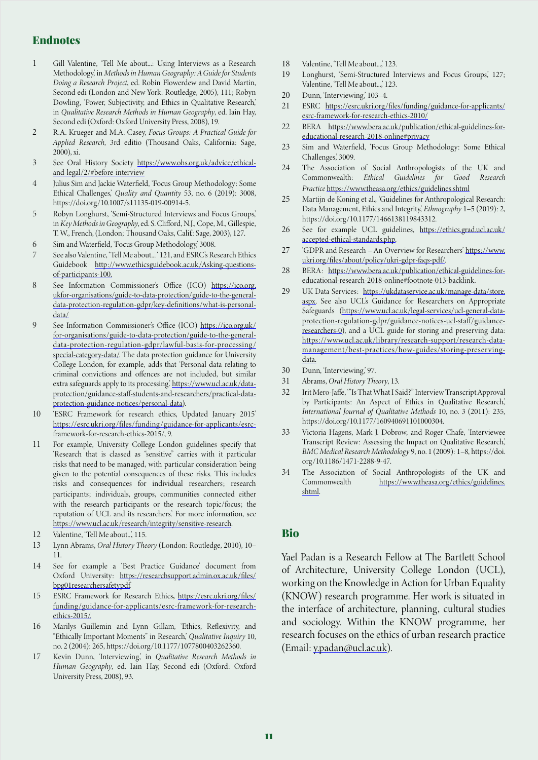## Endnotes

1. Gill Valentine, 'Tell Me about...: Using Interviews as a Research Methodology,' in *Methods in Human Geography: A Guide for Students Doing a Research Project*, ed. Robin Flowerdew and David Martin, Second edi (London and New York: Routledge, 2005), 111; Robyn Dowling, 'Power, Subjectivity, and Ethics in Qualitative Research,' in *Qualitative Research Methods in Human Geography*, ed. Iain Hay, Second edi (Oxford: Oxford University Press, 2008), 19.
2. R.A. Krueger and M.A. Casey, *Focus Groups: A Practical Guide for Applied Research*, 3rd editio (Thousand Oaks, California: Sage, 2000), xi.
3. See Oral History Society https://www.ohs.org.uk/advice/ethical-and-legal/2/#before-interview
4. Julius Sim and Jackie Waterfield, 'Focus Group Methodology: Some Ethical Challenges,' *Quality and Quantity* 53, no. 6 (2019): 3008, https://doi.org/10.1007/s11135-019-00914-5.
5. Robyn Longhurst, 'Semi-Structured Interviews and Focus Groups,' in *Key Methods in Geography*, ed. S. Clifford, N.J., Cope, M., Gillespie, T. W., French, (London; Thousand Oaks, Calif: Sage, 2003), 127.
6. Sim and Waterfield, 'Focus Group Methodology,' 3008.
7. See also Valentine, 'Tell Me about...' 121, and ESRC's Research Ethics Guidebook http://www.ethicsguidebook.ac.uk/Asking-questions-of-participants-100.
8. See Information Commissioner's Office (ICO) https://ico.org.ukfor-organisations/guide-to-data-protection/guide-to-the-general-data-protection-regulation-gdpr/key-definitions/what-is-personal-data/
9. See Information Commissioner's Office (ICO) https://ico.org.uk/for-organisations/guide-to-data-protection/guide-to-the-general-data-protection-regulation-gdpr/lawful-basis-for-processing/special-category-data/. The data protection guidance for University College London, for example, adds that 'Personal data relating to criminal convictions and offences are not included, but similar extra safeguards apply to its processing.' https://www.ucl.ac.uk/data-protection/guidance-staff-students-and-researchers/practical-data-protection-guidance-notices/personal-data).
10. 'ESRC Framework for research ethics, Updated January 2015' https://esrc.ukri.org/files/funding/guidance-for-applicants/esrc-framework-for-research-ethics-2015/, 9.
11. For example, University College London guidelines specify that 'Research that is classed as "sensitive" carries with it particular risks that need to be managed, with particular consideration being given to the potential consequences of these risks. This includes risks and consequences for individual researchers; research participants; individuals, groups, communities connected either with the research participants or the research topic/focus; the reputation of UCL and its researchers.' For more information, see https://www.ucl.ac.uk/research/integrity/sensitive-research.
12. Valentine, 'Tell Me about...,' 115.
13. Lynn Abrams, *Oral History Theory* (London: Routledge, 2010), 10–11.
14. See for example a 'Best Practice Guidance' document from Oxford University: https://researchsupport.admin.ox.ac.uk/files/bpg01researchersafetypdf
15. ESRC Framework for Research Ethics, https://esrc.ukri.org/files/funding/guidance-for-applicants/esrc-framework-for-research-ethics-2015/.
16. Marilys Guillemin and Lynn Gillam, 'Ethics, Reflexivity, and "Ethically Important Moments" in Research,' *Qualitative Inquiry* 10, no. 2 (2004): 265, https://doi.org/10.1177/1077800403262360.
17. Kevin Dunn, 'Interviewing,' in *Qualitative Research Methods in Human Geography*, ed. Iain Hay, Second edi (Oxford: Oxford University Press, 2008), 93.
18. Valentine, 'Tell Me about...,' 123.
19. Longhurst, 'Semi-Structured Interviews and Focus Groups,' 127; Valentine, 'Tell Me about...,' 123.
20. Dunn, 'Interviewing,' 103–4.
21. ESRC https://esrc.ukri.org/files/funding/guidance-for-applicants/esrc-framework-for-research-ethics-2010/
22. BERA https://www.bera.ac.uk/publication/ethical-guidelines-for-educational-research-2018-online#privacy
23. Sim and Waterfield, 'Focus Group Methodology: Some Ethical Challenges,' 3009.
24. The Association of Social Anthropologists of the UK and Commonwealth: *Ethical Guidelines for Good Research Practice* https://www.theasa.org/ethics/guidelines.shtml
25. Martijn de Koning et al., 'Guidelines for Anthropological Research: Data Management, Ethics and Integrity,' *Ethnography* 1–5 (2019): 2, https://doi.org/10.1177/1466138119843312.
26. See for example UCL guidelines, https://ethics.grad.ucl.ac.uk/accepted-ethical-standards.php.
27. 'GDPR and Research – An Overview for Researchers' https://www.ukri.org/files/about/policy/ukri-gdpr-faqs-pdf/.
28. BERA: https://www.bera.ac.uk/publication/ethical-guidelines-for-educational-research-2018-online#footnote-013-backlink.
29. UK Data Services: https://ukdataservice.ac.uk/manage-data/store.aspx. See also UCL's Guidance for Researchers on Appropriate Safeguards (https://www.ucl.ac.uk/legal-services/ucl-general-data-protection-regulation-gdpr/guidance-notices-ucl-staff/guidance-researchers-0), and a UCL guide for storing and preserving data: https://www.ucl.ac.uk/library/research-support/research-data-management/best-practices/how-guides/storing-preserving-data.
30. Dunn, 'Interviewing,' 97.
31. Abrams, *Oral History Theory*, 13.
32. Irit Mero-Jaffe, '"Is That What I Said?" Interview Transcript Approval by Participants: An Aspect of Ethics in Qualitative Research,' *International Journal of Qualitative Methods* 10, no. 3 (2011): 235, https://doi.org/10.1177/160940691101000304.
33. Victoria Hagens, Mark J. Dobrow, and Roger Chafe, 'Interviewee Transcript Review: Assessing the Impact on Qualitative Research,' *BMC Medical Research Methodology* 9, no. 1 (2009): 1–8, https://doi.org/10.1186/1471-2288-9-47.
34. The Association of Social Anthropologists of the UK and Commonwealth https://www.theasa.org/ethics/guidelines.shtml.

## Bio

Yael Padan is a Research Fellow at The Bartlett School of Architecture, University College London (UCL), working on the Knowledge in Action for Urban Equality (KNOW) research programme. Her work is situated in the interface of architecture, planning, cultural studies and sociology. Within the KNOW programme, her research focuses on the ethics of urban research practice (Email: y.padan@ucl.ac.uk).